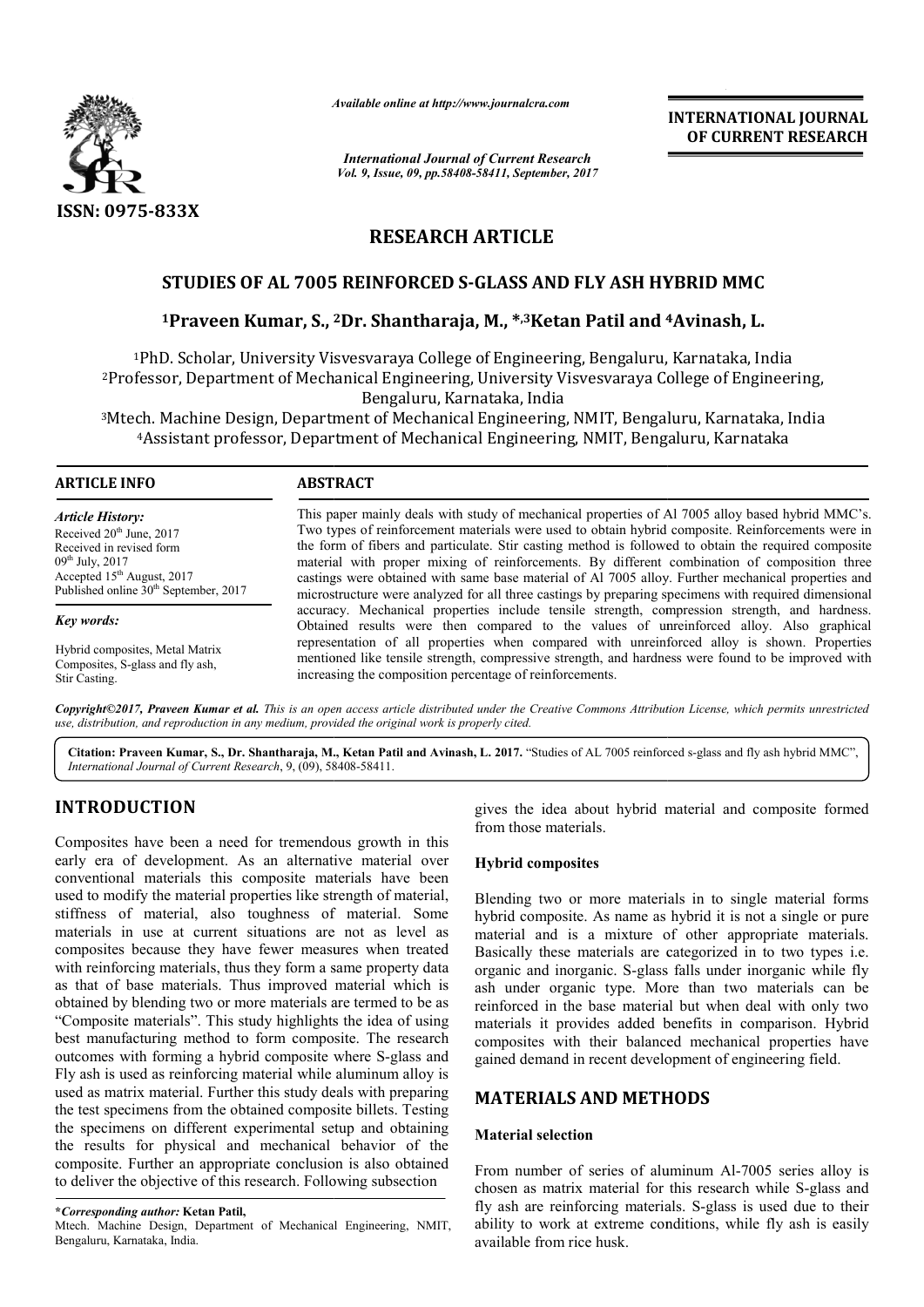# RESEARCH ARTICLE

# STUDIES OF AL 7005 REINFORCED S-GLASS AND FLY ASH HYBRID MMC

**[1]Praveen Kumar, S., [2]Dr. Shantharaja, M., *,[3]Ketan Patil and [4]Avinash, L.**

[1]PhD. Scholar, University Visvesvaraya College of Engineering, Bengaluru, Karnataka, India
[2]Professor, Department of Mechanical Engineering, University Visvesvaraya College of Engineering, Bengaluru, Karnataka, India
[3]Mtech. Machine Design, Department of Mechanical Engineering, NMIT, Bengaluru, Karnataka, India
[4]Assistant professor, Department of Mechanical Engineering, NMIT, Bengaluru, Karnataka

## ARTICLE INFO

*Article History:*
Received 20th June, 2017
Received in revised form
09th July, 2017
Accepted 15th August, 2017
Published online 30th September, 2017

*Key words:*
Hybrid composites, Metal Matrix Composites, S-glass and fly ash, Stir Casting.

## ABSTRACT

This paper mainly deals with study of mechanical properties of Al 7005 alloy based hybrid MMC's. Two types of reinforcement materials were used to obtain hybrid composite. Reinforcements were in the form of fibers and particulate. Stir casting method is followed to obtain the required composite material with proper mixing of reinforcements. By different combination of composition three castings were obtained with same base material of Al 7005 alloy. Further mechanical properties and microstructure were analyzed for all three castings by preparing specimens with required dimensional accuracy. Mechanical properties include tensile strength, compression strength, and hardness. Obtained results were then compared to the values of unreinforced alloy. Also graphical representation of all properties when compared with unreinforced alloy is shown. Properties mentioned like tensile strength, compressive strength, and hardness were found to be improved with increasing the composition percentage of reinforcements.

*Copyright©2017, Praveen Kumar et al. This is an open access article distributed under the Creative Commons Attribution License, which permits unrestricted use, distribution, and reproduction in any medium, provided the original work is properly cited.*

**Citation: Praveen Kumar, S., Dr. Shantharaja, M., Ketan Patil and Avinash, L. 2017.** "Studies of AL 7005 reinforced s-glass and fly ash hybrid MMC", *International Journal of Current Research*, 9, (09), 58408-58411.

## INTRODUCTION

Composites have been a need for tremendous growth in this early era of development. As an alternative material over conventional materials this composite materials have been used to modify the material properties like strength of material, stiffness of material, also toughness of material. Some materials in use at current situations are not as level as composites because they have fewer measures when treated with reinforcing materials, thus they form a same property data as that of base materials. Thus improved material which is obtained by blending two or more materials are termed to be as "Composite materials". This study highlights the idea of using best manufacturing method to form composite. The research outcomes with forming a hybrid composite where S-glass and Fly ash is used as reinforcing material while aluminum alloy is used as matrix material. Further this study deals with preparing the test specimens from the obtained composite billets. Testing the specimens on different experimental setup and obtaining the results for physical and mechanical behavior of the composite. Further an appropriate conclusion is also obtained to deliver the objective of this research. Following subsection gives the idea about hybrid material and composite formed from those materials.

### Hybrid composites

Blending two or more materials in to single material forms hybrid composite. As name as hybrid it is not a single or pure material and is a mixture of other appropriate materials. Basically these materials are categorized in to two types i.e. organic and inorganic. S-glass falls under inorganic while fly ash under organic type. More than two materials can be reinforced in the base material but when deal with only two materials it provides added benefits in comparison. Hybrid composites with their balanced mechanical properties have gained demand in recent development of engineering field.

## MATERIALS AND METHODS

### Material selection

From number of series of aluminum Al-7005 series alloy is chosen as matrix material for this research while S-glass and fly ash are reinforcing materials. S-glass is used due to their ability to work at extreme conditions, while fly ash is easily available from rice husk.

**\*Corresponding author: Ketan Patil,**
Mtech. Machine Design, Department of Mechanical Engineering, NMIT, Bengaluru, Karnataka, India.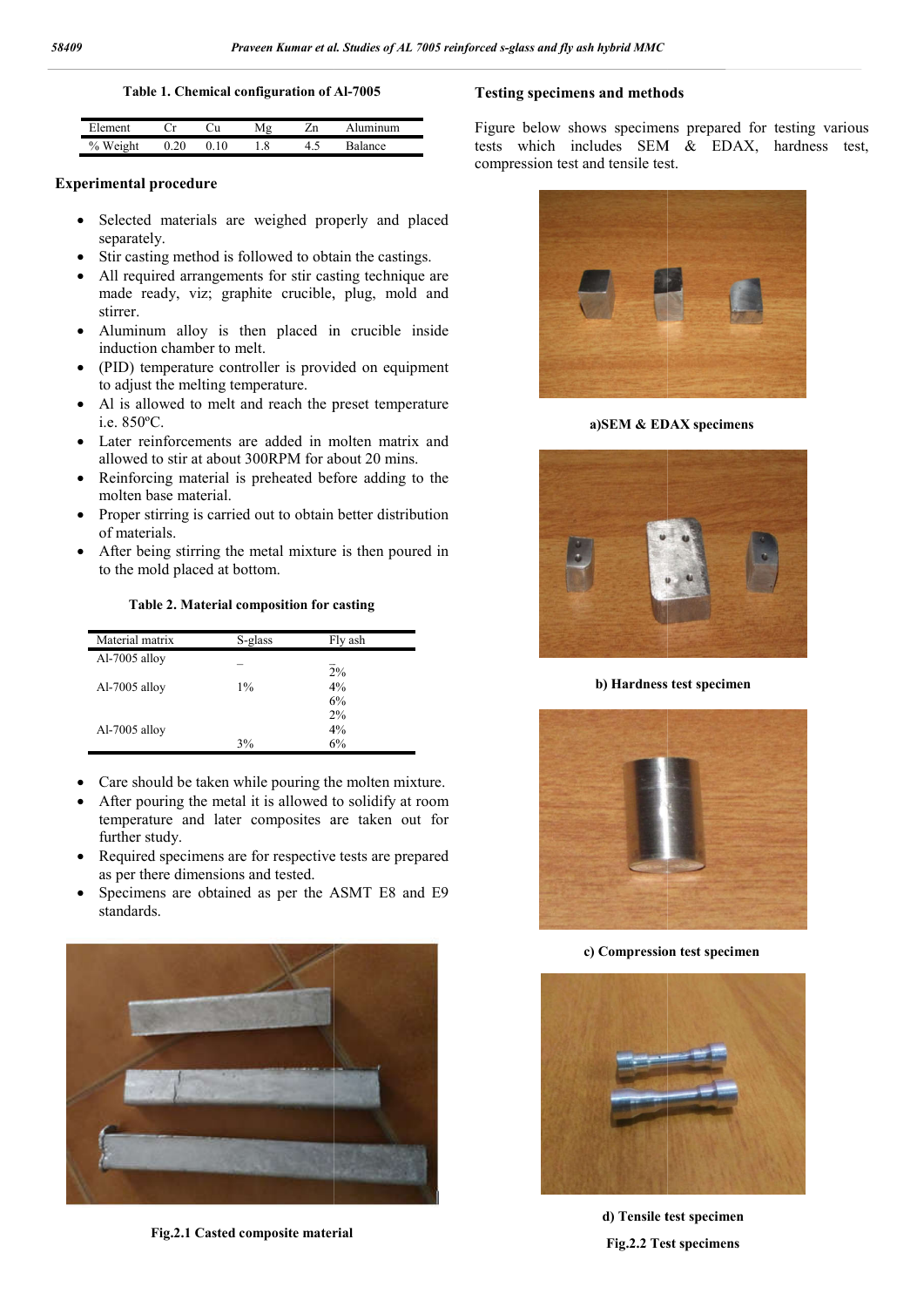**Table 1. Chemical configuration of Al-7005**

| Element | Cr | Cu | Mg | Zn | Aluminum |
|---|---|---|---|---|---|
| % Weight | 0.20 | 0.10 | 1.8 | 4.5 | Balance |

## Experimental procedure

- Selected materials are weighed properly and placed separately.
- Stir casting method is followed to obtain the castings.
- All required arrangements for stir casting technique are made ready, viz; graphite crucible, plug, mold and stirrer.
- Aluminum alloy is then placed in crucible inside induction chamber to melt.
- (PID) temperature controller is provided on equipment to adjust the melting temperature.
- Al is allowed to melt and reach the preset temperature i.e. 850ºC.
- Later reinforcements are added in molten matrix and allowed to stir at about 300RPM for about 20 mins.
- Reinforcing material is preheated before adding to the molten base material.
- Proper stirring is carried out to obtain better distribution of materials.
- After being stirring the metal mixture is then poured in to the mold placed at bottom.

**Table 2. Material composition for casting**

| Material matrix | S-glass | Fly ash |
|---|---|---|
| Al-7005 alloy | – | – |
| | | 2% |
| Al-7005 alloy | 1% | 4% |
| | | 6% |
| | | 2% |
| Al-7005 alloy | | 4% |
| | 3% | 6% |

- Care should be taken while pouring the molten mixture.
- After pouring the metal it is allowed to solidify at room temperature and later composites are taken out for further study.
- Required specimens are for respective tests are prepared as per there dimensions and tested.
- Specimens are obtained as per the ASMT E8 and E9 standards.

**Fig.2.1 Casted composite material**

## Testing specimens and methods

Figure below shows specimens prepared for testing various tests which includes SEM & EDAX, hardness test, compression test and tensile test.

**a)SEM & EDAX specimens**

**b) Hardness test specimen**

**c) Compression test specimen**

**d) Tensile test specimen**

**Fig.2.2 Test specimens**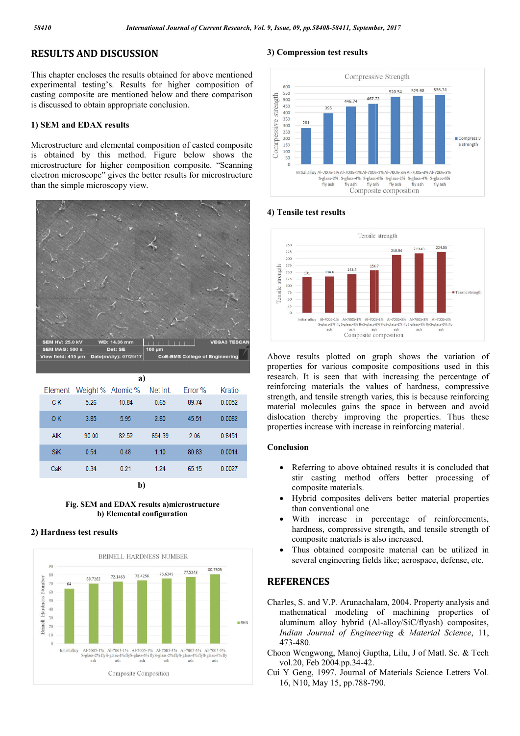## RESULTS AND DISCUSSION

This chapter encloses the results obtained for above mentioned experimental testing's. Results for higher composition of casting composite are mentioned below and there comparison is discussed to obtain appropriate conclusion.

### 1) SEM and EDAX results

Microstructure and elemental composition of casted composite is obtained by this method. Figure below shows the microstructure for higher composition composite. "Scanning electron microscope" gives the better results for microstructure than the simple microscopy view.

a)

| Element | Weight % | Atomic % | Net Int. | Error % | Kratio |
|---|---|---|---|---|---|
| C K | 5.26 | 10.84 | 0.65 | 89.74 | 0.0052 |
| O K | 3.85 | 5.95 | 2.80 | 45.51 | 0.0082 |
| AlK | 90.00 | 82.52 | 654.39 | 2.06 | 0.8451 |
| SiK | 0.54 | 0.48 | 1.10 | 80.83 | 0.0014 |
| CaK | 0.34 | 0.21 | 1.24 | 65.15 | 0.0027 |

b)

**Fig. SEM and EDAX results a)microstructure b) Elemental configuration**

### 2) Hardness test results

### 3) Compression test results

### 4) Tensile test results

Above results plotted on graph shows the variation of properties for various composite compositions used in this research. It is seen that with increasing the percentage of reinforcing materials the values of hardness, compressive strength, and tensile strength varies, this is because reinforcing material molecules gains the space in between and avoid dislocation thereby improving the properties. Thus these properties increase with increase in reinforcing material.

### Conclusion

- Referring to above obtained results it is concluded that stir casting method offers better processing of composite materials.
- Hybrid composites delivers better material properties than conventional one
- With increase in percentage of reinforcements, hardness, compressive strength, and tensile strength of composite materials is also increased.
- Thus obtained composite material can be utilized in several engineering fields like; aerospace, defense, etc.

## REFERENCES

Charles, S. and V.P. Arunachalam, 2004. Property analysis and mathematical modeling of machining properties of aluminum alloy hybrid (Al-alloy/SiC/flyash) composites, *Indian Journal of Engineering & Material Science*, 11, 473-480.

Choon Wengwong, Manoj Guptha, Lilu, J of Matl. Sc. & Tech vol.20, Feb 2004.pp.34-42.

Cui Y Geng, 1997. Journal of Materials Science Letters Vol. 16, N10, May 15, pp.788-790.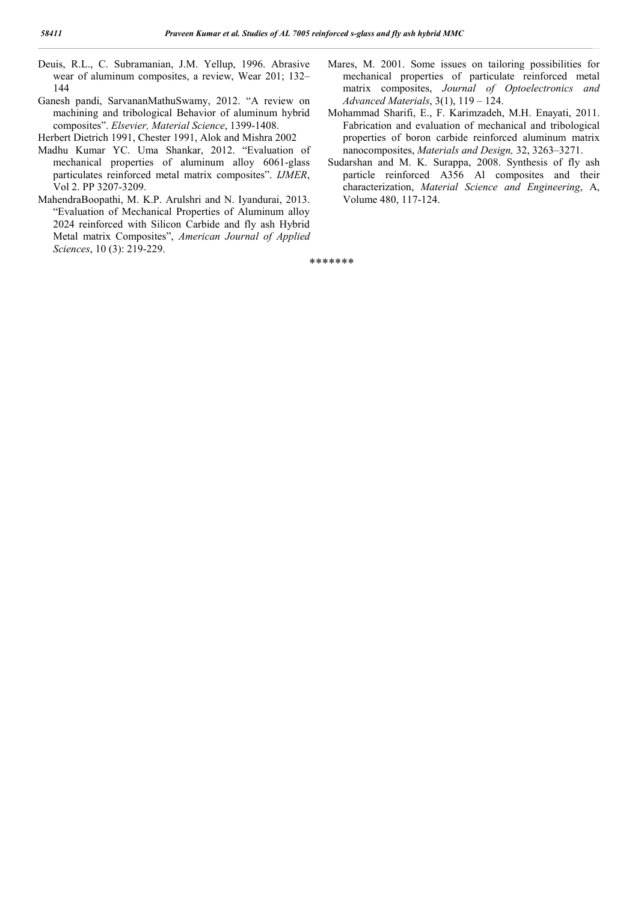Deuis, R.L., C. Subramanian, J.M. Yellup, 1996. Abrasive wear of aluminum composites, a review, Wear 201; 132–144

Ganesh pandi, SarvananMathuSwamy, 2012. "A review on machining and tribological Behavior of aluminum hybrid composites". *Elsevier, Material Science*, 1399-1408.

Herbert Dietrich 1991, Chester 1991, Alok and Mishra 2002

Madhu Kumar YC. Uma Shankar, 2012. "Evaluation of mechanical properties of aluminum alloy 6061-glass particulates reinforced metal matrix composites". *IJMER*, Vol 2. PP 3207-3209.

MahendraBoopathi, M. K.P. Arulshri and N. Iyandurai, 2013. "Evaluation of Mechanical Properties of Aluminum alloy 2024 reinforced with Silicon Carbide and fly ash Hybrid Metal matrix Composites", *American Journal of Applied Sciences*, 10 (3): 219-229.

Mares, M. 2001. Some issues on tailoring possibilities for mechanical properties of particulate reinforced metal matrix composites, *Journal of Optoelectronics and Advanced Materials*, 3(1), 119 – 124.

Mohammad Sharifi, E., F. Karimzadeh, M.H. Enayati, 2011. Fabrication and evaluation of mechanical and tribological properties of boron carbide reinforced aluminum matrix nanocomposites, *Materials and Design,* 32, 3263–3271.

Sudarshan and M. K. Surappa, 2008. Synthesis of fly ash particle reinforced A356 Al composites and their characterization, *Material Science and Engineering*, A, Volume 480, 117-124.

*******